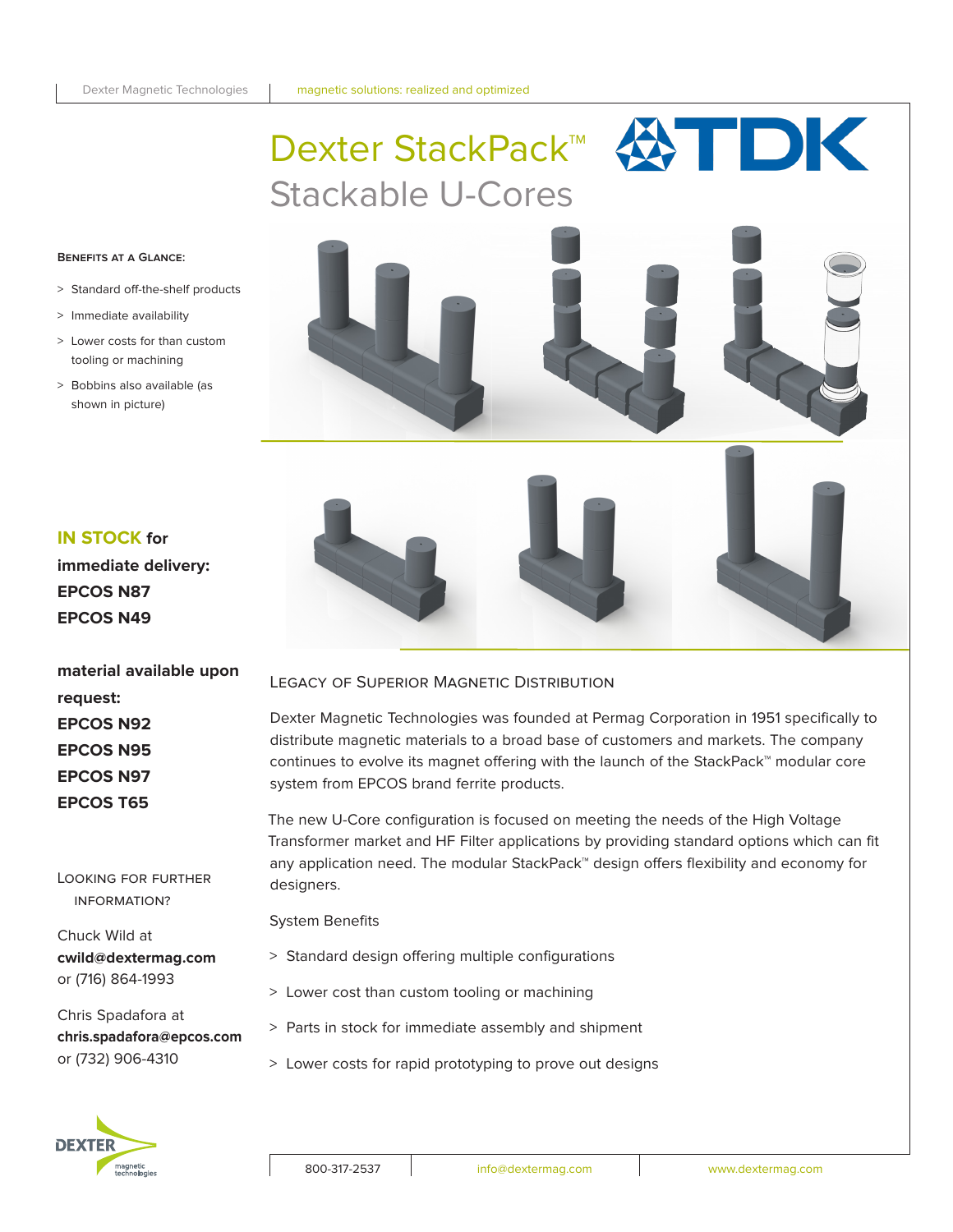# Dexter StackPack™
## Stackable U-Cores

**Benefits at a Glance:**

- > Standard off-the-shelf products
- > Immediate availability
- > Lower costs for than custom tooling or machining
- > Bobbins also available (as shown in picture)

**IN STOCK for immediate delivery:**
**EPCOS N87**
**EPCOS N49**

**material available upon request:**
**EPCOS N92**
**EPCOS N95**
**EPCOS N97**
**EPCOS T65**

Looking for further information?

Chuck Wild at
**cwild@dextermag.com**
or (716) 864-1993

Chris Spadafora at
**chris.spadafora@epcos.com**
or (732) 906-4310

### Legacy of Superior Magnetic Distribution

Dexter Magnetic Technologies was founded at Permag Corporation in 1951 specifically to distribute magnetic materials to a broad base of customers and markets. The company continues to evolve its magnet offering with the launch of the StackPack™ modular core system from EPCOS brand ferrite products.

The new U-Core configuration is focused on meeting the needs of the High Voltage Transformer market and HF Filter applications by providing standard options which can fit any application need. The modular StackPack™ design offers flexibility and economy for designers.

System Benefits

- > Standard design offering multiple configurations
- > Lower cost than custom tooling or machining
- > Parts in stock for immediate assembly and shipment
- > Lower costs for rapid prototyping to prove out designs

800-317-2537 | info@dextermag.com | www.dextermag.com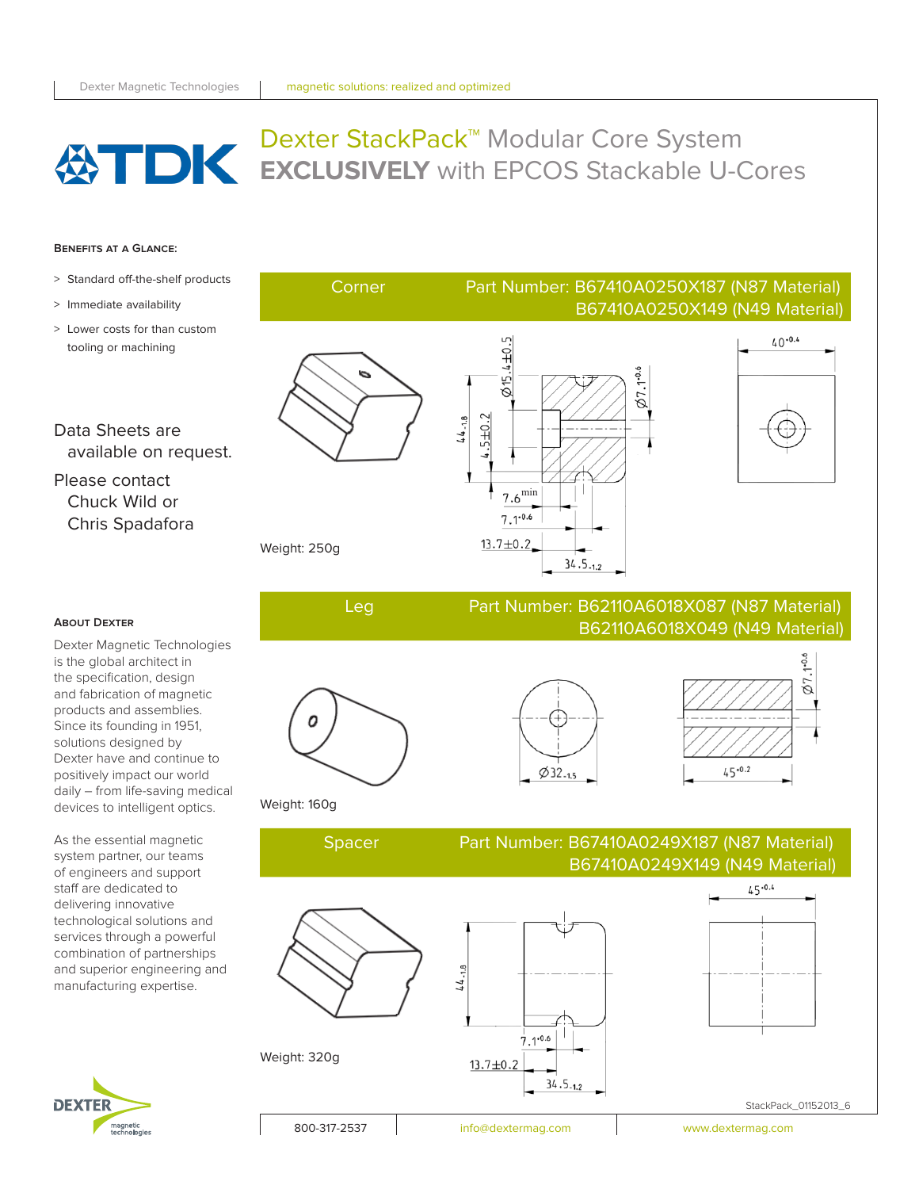# Dexter StackPack™ Modular Core System

# **EXCLUSIVELY** with EPCOS Stackable U-Cores

**Benefits at a Glance:**

- Standard off-the-shelf products
- Immediate availability
- Lower costs for than custom tooling or machining

Data Sheets are available on request.

Please contact Chuck Wild or Chris Spadafora

**About Dexter**

Dexter Magnetic Technologies is the global architect in the specification, design and fabrication of magnetic products and assemblies. Since its founding in 1951, solutions designed by Dexter have and continue to positively impact our world daily – from life-saving medical devices to intelligent optics.

As the essential magnetic system partner, our teams of engineers and support staff are dedicated to delivering innovative technological solutions and services through a powerful combination of partnerships and superior engineering and manufacturing expertise.

## Corner

Part Number: B67410A0250X187 (N87 Material)
B67410A0250X149 (N49 Material)

Ø15.4±0.5
Ø7.1+0.6
44-1.8
4.5±0.2
7.6min
7.1+0.6
13.7±0.2
34.5-1.2
40+0.4

Weight: 250g

## Leg

Part Number: B62110A6018X087 (N87 Material)
B62110A6018X049 (N49 Material)

Ø32-1.5
Ø7.1+0.6
45+0.2

Weight: 160g

## Spacer

Part Number: B67410A0249X187 (N87 Material)
B67410A0249X149 (N49 Material)

44-1.8
7.1+0.6
13.7±0.2
34.5-1.2
45+0.4

Weight: 320g

StackPack_01152013_6

800-317-2537 | info@dextermag.com | www.dextermag.com